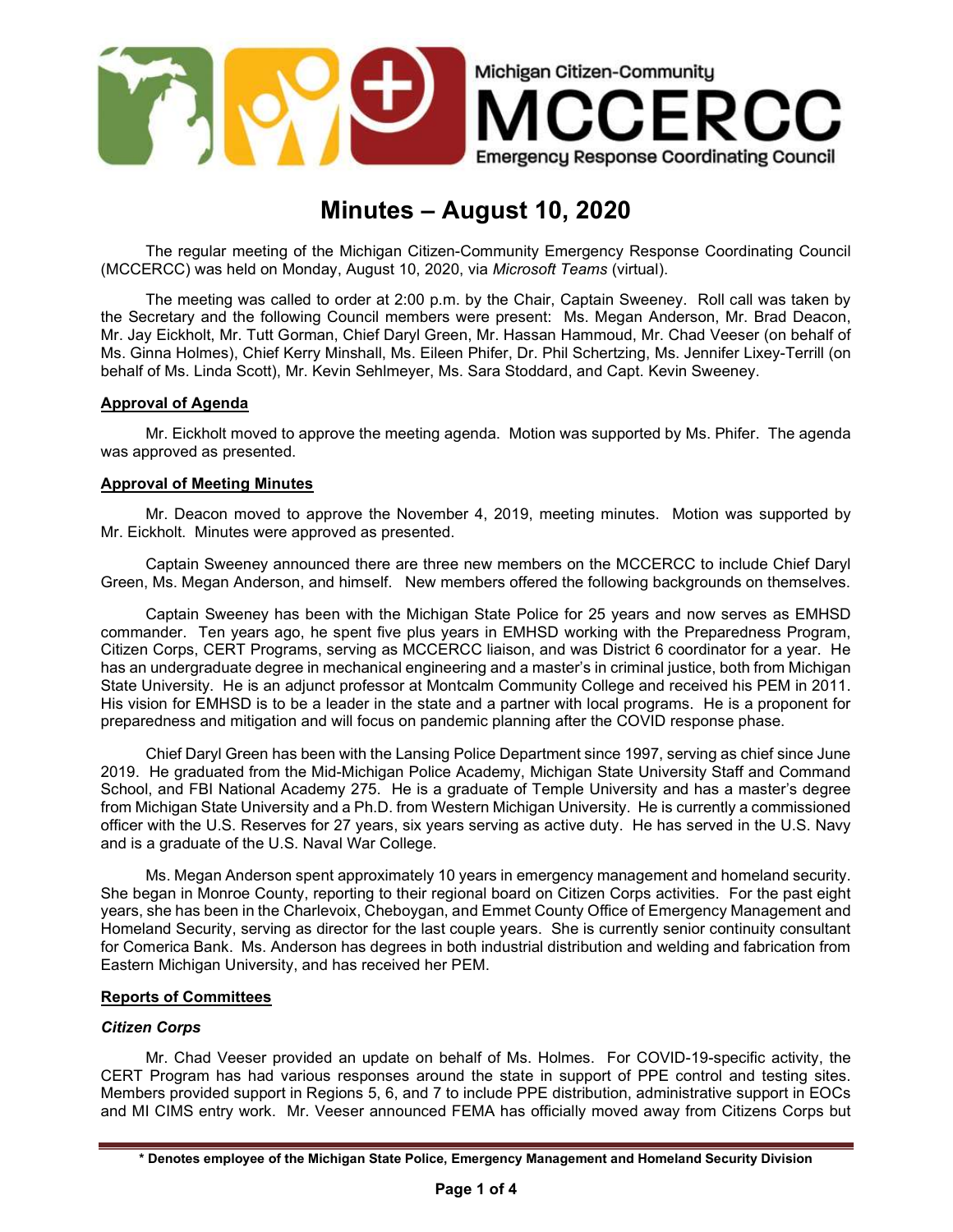Michigan Citizen-Community

MCCERCC

Emergency Response Coordinating Council

# Minutes – August 10, 2020

The regular meeting of the Michigan Citizen-Community Emergency Response Coordinating Council (MCCERCC) was held on Monday, August 10, 2020, via *Microsoft Teams* (virtual).

The meeting was called to order at 2:00 p.m. by the Chair, Captain Sweeney. Roll call was taken by the Secretary and the following Council members were present: Ms. Megan Anderson, Mr. Brad Deacon, Mr. Jay Eickholt, Mr. Tutt Gorman, Chief Daryl Green, Mr. Hassan Hammoud, Mr. Chad Veeser (on behalf of Ms. Ginna Holmes), Chief Kerry Minshall, Ms. Eileen Phifer, Dr. Phil Schertzing, Ms. Jennifer Lixey-Terrill (on behalf of Ms. Linda Scott), Mr. Kevin Sehlmeyer, Ms. Sara Stoddard, and Capt. Kevin Sweeney.

## Approval of Agenda

Mr. Eickholt moved to approve the meeting agenda. Motion was supported by Ms. Phifer. The agenda was approved as presented.

## Approval of Meeting Minutes

Mr. Deacon moved to approve the November 4, 2019, meeting minutes. Motion was supported by Mr. Eickholt. Minutes were approved as presented.

Captain Sweeney announced there are three new members on the MCCERCC to include Chief Daryl Green, Ms. Megan Anderson, and himself. New members offered the following backgrounds on themselves.

Captain Sweeney has been with the Michigan State Police for 25 years and now serves as EMHSD commander. Ten years ago, he spent five plus years in EMHSD working with the Preparedness Program, Citizen Corps, CERT Programs, serving as MCCERCC liaison, and was District 6 coordinator for a year. He has an undergraduate degree in mechanical engineering and a master's in criminal justice, both from Michigan State University. He is an adjunct professor at Montcalm Community College and received his PEM in 2011. His vision for EMHSD is to be a leader in the state and a partner with local programs. He is a proponent for preparedness and mitigation and will focus on pandemic planning after the COVID response phase.

Chief Daryl Green has been with the Lansing Police Department since 1997, serving as chief since June 2019. He graduated from the Mid-Michigan Police Academy, Michigan State University Staff and Command School, and FBI National Academy 275. He is a graduate of Temple University and has a master's degree from Michigan State University and a Ph.D. from Western Michigan University. He is currently a commissioned officer with the U.S. Reserves for 27 years, six years serving as active duty. He has served in the U.S. Navy and is a graduate of the U.S. Naval War College.

Ms. Megan Anderson spent approximately 10 years in emergency management and homeland security. She began in Monroe County, reporting to their regional board on Citizen Corps activities. For the past eight years, she has been in the Charlevoix, Cheboygan, and Emmet County Office of Emergency Management and Homeland Security, serving as director for the last couple years. She is currently senior continuity consultant for Comerica Bank. Ms. Anderson has degrees in both industrial distribution and welding and fabrication from Eastern Michigan University, and has received her PEM.

## Reports of Committees

### *Citizen Corps*

Mr. Chad Veeser provided an update on behalf of Ms. Holmes. For COVID-19-specific activity, the CERT Program has had various responses around the state in support of PPE control and testing sites. Members provided support in Regions 5, 6, and 7 to include PPE distribution, administrative support in EOCs and MI CIMS entry work. Mr. Veeser announced FEMA has officially moved away from Citizens Corps but

**\* Denotes employee of the Michigan State Police, Emergency Management and Homeland Security Division**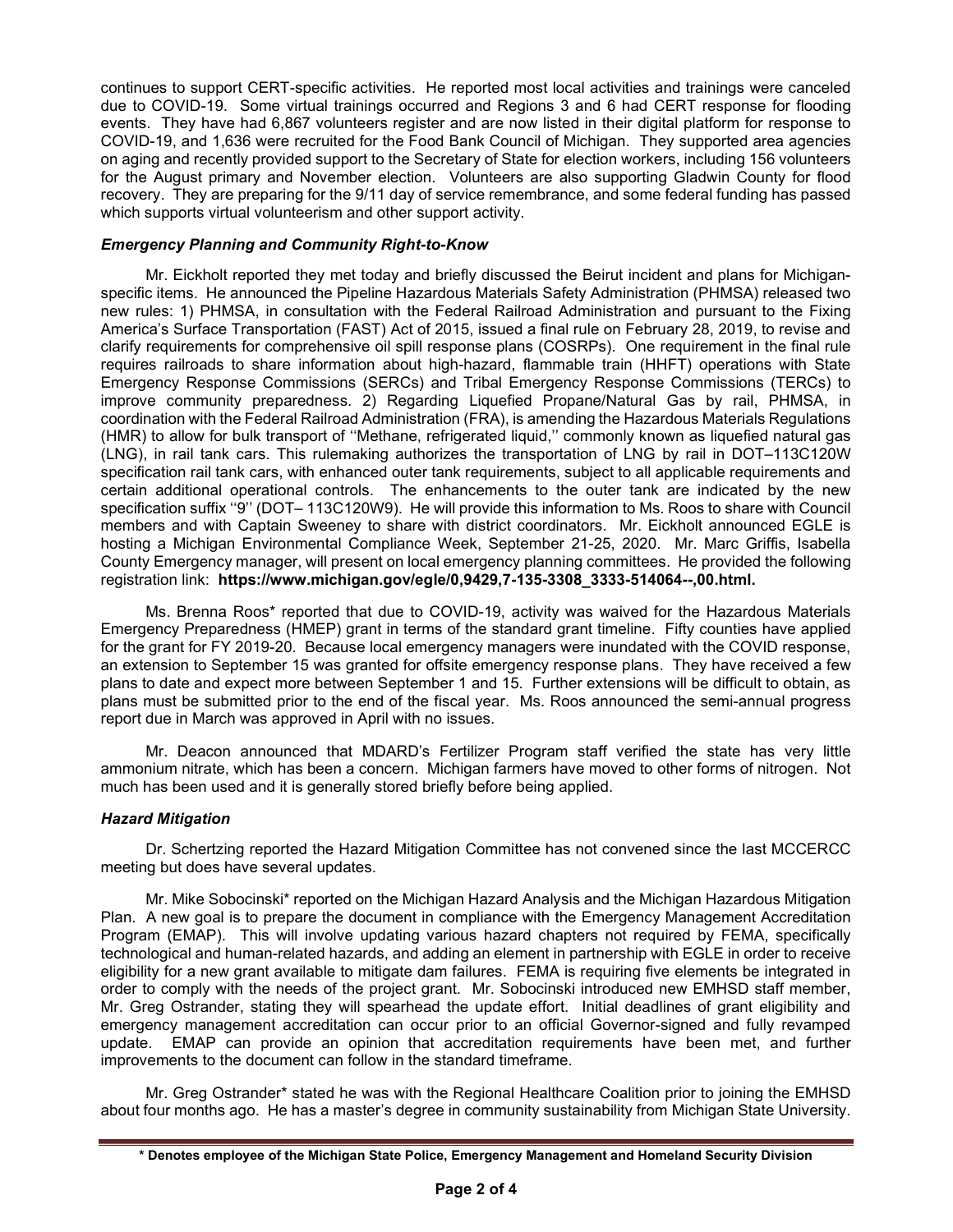continues to support CERT-specific activities. He reported most local activities and trainings were canceled due to COVID-19. Some virtual trainings occurred and Regions 3 and 6 had CERT response for flooding events. They have had 6,867 volunteers register and are now listed in their digital platform for response to COVID-19, and 1,636 were recruited for the Food Bank Council of Michigan. They supported area agencies on aging and recently provided support to the Secretary of State for election workers, including 156 volunteers for the August primary and November election. Volunteers are also supporting Gladwin County for flood recovery. They are preparing for the 9/11 day of service remembrance, and some federal funding has passed which supports virtual volunteerism and other support activity.

### *Emergency Planning and Community Right-to-Know*

Mr. Eickholt reported they met today and briefly discussed the Beirut incident and plans for Michigan-specific items. He announced the Pipeline Hazardous Materials Safety Administration (PHMSA) released two new rules: 1) PHMSA, in consultation with the Federal Railroad Administration and pursuant to the Fixing America's Surface Transportation (FAST) Act of 2015, issued a final rule on February 28, 2019, to revise and clarify requirements for comprehensive oil spill response plans (COSRPs). One requirement in the final rule requires railroads to share information about high-hazard, flammable train (HHFT) operations with State Emergency Response Commissions (SERCs) and Tribal Emergency Response Commissions (TERCs) to improve community preparedness. 2) Regarding Liquefied Propane/Natural Gas by rail, PHMSA, in coordination with the Federal Railroad Administration (FRA), is amending the Hazardous Materials Regulations (HMR) to allow for bulk transport of ''Methane, refrigerated liquid,'' commonly known as liquefied natural gas (LNG), in rail tank cars. This rulemaking authorizes the transportation of LNG by rail in DOT–113C120W specification rail tank cars, with enhanced outer tank requirements, subject to all applicable requirements and certain additional operational controls. The enhancements to the outer tank are indicated by the new specification suffix ''9'' (DOT– 113C120W9). He will provide this information to Ms. Roos to share with Council members and with Captain Sweeney to share with district coordinators. Mr. Eickholt announced EGLE is hosting a Michigan Environmental Compliance Week, September 21-25, 2020. Mr. Marc Griffis, Isabella County Emergency manager, will present on local emergency planning committees. He provided the following registration link: **https://www.michigan.gov/egle/0,9429,7-135-3308_3333-514064--,00.html.**

Ms. Brenna Roos* reported that due to COVID-19, activity was waived for the Hazardous Materials Emergency Preparedness (HMEP) grant in terms of the standard grant timeline. Fifty counties have applied for the grant for FY 2019-20. Because local emergency managers were inundated with the COVID response, an extension to September 15 was granted for offsite emergency response plans. They have received a few plans to date and expect more between September 1 and 15. Further extensions will be difficult to obtain, as plans must be submitted prior to the end of the fiscal year. Ms. Roos announced the semi-annual progress report due in March was approved in April with no issues.

Mr. Deacon announced that MDARD's Fertilizer Program staff verified the state has very little ammonium nitrate, which has been a concern. Michigan farmers have moved to other forms of nitrogen. Not much has been used and it is generally stored briefly before being applied.

### *Hazard Mitigation*

Dr. Schertzing reported the Hazard Mitigation Committee has not convened since the last MCCERCC meeting but does have several updates.

Mr. Mike Sobocinski* reported on the Michigan Hazard Analysis and the Michigan Hazardous Mitigation Plan. A new goal is to prepare the document in compliance with the Emergency Management Accreditation Program (EMAP). This will involve updating various hazard chapters not required by FEMA, specifically technological and human-related hazards, and adding an element in partnership with EGLE in order to receive eligibility for a new grant available to mitigate dam failures. FEMA is requiring five elements be integrated in order to comply with the needs of the project grant. Mr. Sobocinski introduced new EMHSD staff member, Mr. Greg Ostrander, stating they will spearhead the update effort. Initial deadlines of grant eligibility and emergency management accreditation can occur prior to an official Governor-signed and fully revamped update. EMAP can provide an opinion that accreditation requirements have been met, and further improvements to the document can follow in the standard timeframe.

Mr. Greg Ostrander* stated he was with the Regional Healthcare Coalition prior to joining the EMHSD about four months ago. He has a master's degree in community sustainability from Michigan State University.

**\* Denotes employee of the Michigan State Police, Emergency Management and Homeland Security Division**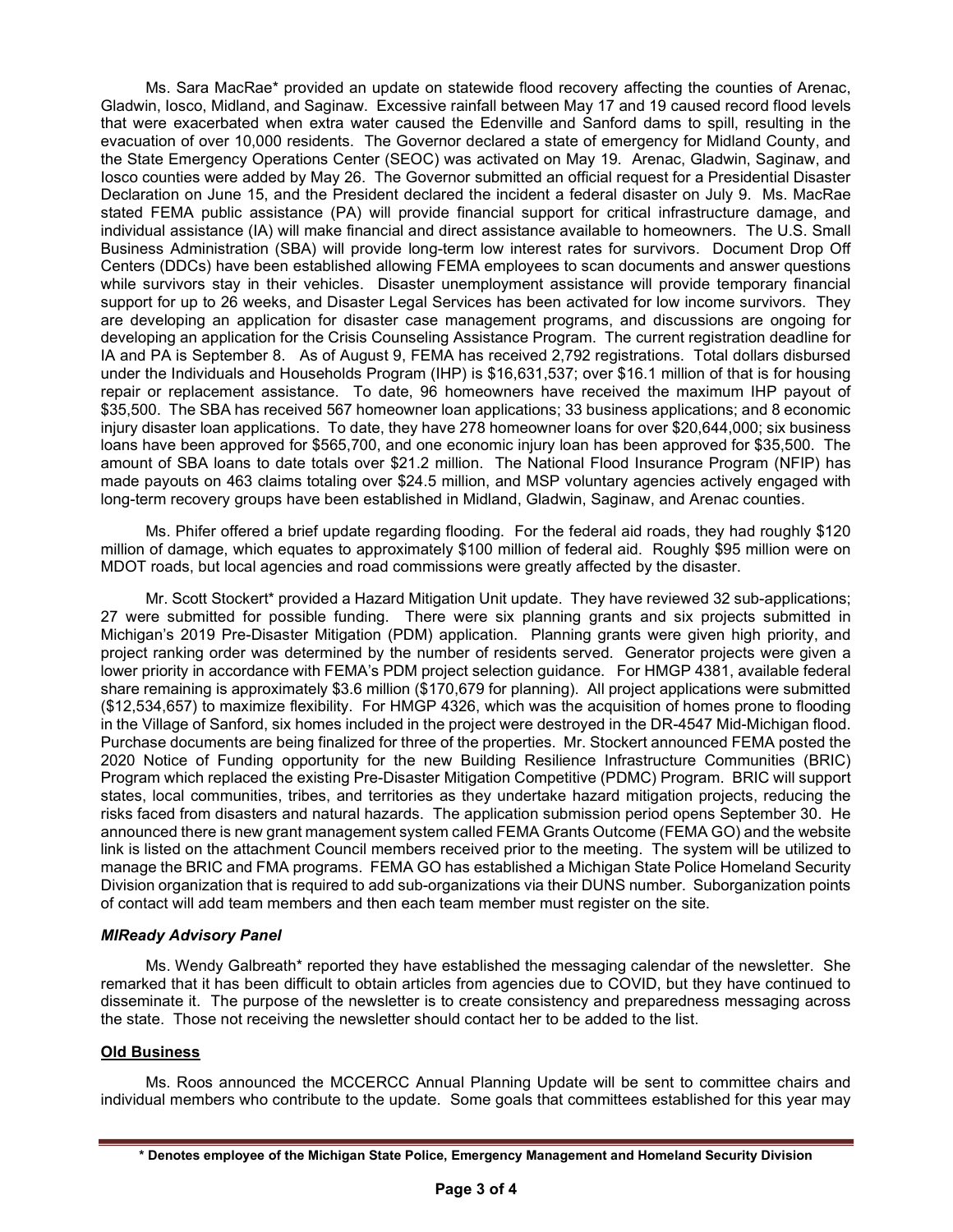Ms. Sara MacRae* provided an update on statewide flood recovery affecting the counties of Arenac, Gladwin, Iosco, Midland, and Saginaw. Excessive rainfall between May 17 and 19 caused record flood levels that were exacerbated when extra water caused the Edenville and Sanford dams to spill, resulting in the evacuation of over 10,000 residents. The Governor declared a state of emergency for Midland County, and the State Emergency Operations Center (SEOC) was activated on May 19. Arenac, Gladwin, Saginaw, and Iosco counties were added by May 26. The Governor submitted an official request for a Presidential Disaster Declaration on June 15, and the President declared the incident a federal disaster on July 9. Ms. MacRae stated FEMA public assistance (PA) will provide financial support for critical infrastructure damage, and individual assistance (IA) will make financial and direct assistance available to homeowners. The U.S. Small Business Administration (SBA) will provide long-term low interest rates for survivors. Document Drop Off Centers (DDCs) have been established allowing FEMA employees to scan documents and answer questions while survivors stay in their vehicles. Disaster unemployment assistance will provide temporary financial support for up to 26 weeks, and Disaster Legal Services has been activated for low income survivors. They are developing an application for disaster case management programs, and discussions are ongoing for developing an application for the Crisis Counseling Assistance Program. The current registration deadline for IA and PA is September 8. As of August 9, FEMA has received 2,792 registrations. Total dollars disbursed under the Individuals and Households Program (IHP) is $16,631,537; over $16.1 million of that is for housing repair or replacement assistance. To date, 96 homeowners have received the maximum IHP payout of $35,500. The SBA has received 567 homeowner loan applications; 33 business applications; and 8 economic injury disaster loan applications. To date, they have 278 homeowner loans for over $20,644,000; six business loans have been approved for $565,700, and one economic injury loan has been approved for $35,500. The amount of SBA loans to date totals over $21.2 million. The National Flood Insurance Program (NFIP) has made payouts on 463 claims totaling over $24.5 million, and MSP voluntary agencies actively engaged with long-term recovery groups have been established in Midland, Gladwin, Saginaw, and Arenac counties.

Ms. Phifer offered a brief update regarding flooding. For the federal aid roads, they had roughly $120 million of damage, which equates to approximately $100 million of federal aid. Roughly $95 million were on MDOT roads, but local agencies and road commissions were greatly affected by the disaster.

Mr. Scott Stockert* provided a Hazard Mitigation Unit update. They have reviewed 32 sub-applications; 27 were submitted for possible funding. There were six planning grants and six projects submitted in Michigan's 2019 Pre-Disaster Mitigation (PDM) application. Planning grants were given high priority, and project ranking order was determined by the number of residents served. Generator projects were given a lower priority in accordance with FEMA's PDM project selection guidance. For HMGP 4381, available federal share remaining is approximately $3.6 million ($170,679 for planning). All project applications were submitted ($12,534,657) to maximize flexibility. For HMGP 4326, which was the acquisition of homes prone to flooding in the Village of Sanford, six homes included in the project were destroyed in the DR-4547 Mid-Michigan flood. Purchase documents are being finalized for three of the properties. Mr. Stockert announced FEMA posted the 2020 Notice of Funding opportunity for the new Building Resilience Infrastructure Communities (BRIC) Program which replaced the existing Pre-Disaster Mitigation Competitive (PDMC) Program. BRIC will support states, local communities, tribes, and territories as they undertake hazard mitigation projects, reducing the risks faced from disasters and natural hazards. The application submission period opens September 30. He announced there is new grant management system called FEMA Grants Outcome (FEMA GO) and the website link is listed on the attachment Council members received prior to the meeting. The system will be utilized to manage the BRIC and FMA programs. FEMA GO has established a Michigan State Police Homeland Security Division organization that is required to add sub-organizations via their DUNS number. Suborganization points of contact will add team members and then each team member must register on the site.

***MIReady Advisory Panel***

Ms. Wendy Galbreath* reported they have established the messaging calendar of the newsletter. She remarked that it has been difficult to obtain articles from agencies due to COVID, but they have continued to disseminate it. The purpose of the newsletter is to create consistency and preparedness messaging across the state. Those not receiving the newsletter should contact her to be added to the list.

**Old Business**

Ms. Roos announced the MCCERCC Annual Planning Update will be sent to committee chairs and individual members who contribute to the update. Some goals that committees established for this year may

**\* Denotes employee of the Michigan State Police, Emergency Management and Homeland Security Division**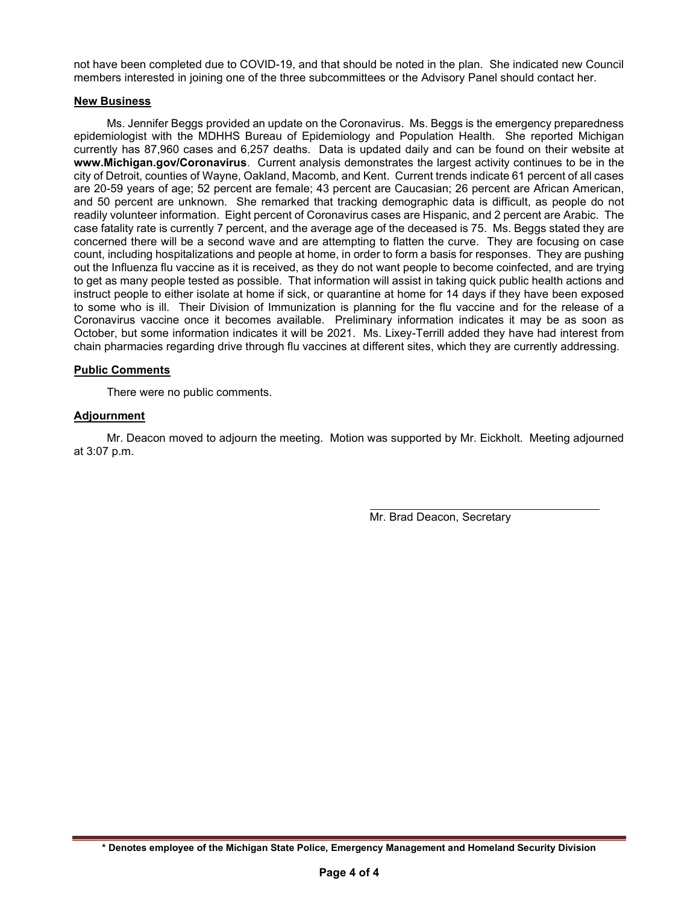not have been completed due to COVID-19, and that should be noted in the plan. She indicated new Council members interested in joining one of the three subcommittees or the Advisory Panel should contact her.

## New Business

Ms. Jennifer Beggs provided an update on the Coronavirus. Ms. Beggs is the emergency preparedness epidemiologist with the MDHHS Bureau of Epidemiology and Population Health. She reported Michigan currently has 87,960 cases and 6,257 deaths. Data is updated daily and can be found on their website at **www.Michigan.gov/Coronavirus**. Current analysis demonstrates the largest activity continues to be in the city of Detroit, counties of Wayne, Oakland, Macomb, and Kent. Current trends indicate 61 percent of all cases are 20-59 years of age; 52 percent are female; 43 percent are Caucasian; 26 percent are African American, and 50 percent are unknown. She remarked that tracking demographic data is difficult, as people do not readily volunteer information. Eight percent of Coronavirus cases are Hispanic, and 2 percent are Arabic. The case fatality rate is currently 7 percent, and the average age of the deceased is 75. Ms. Beggs stated they are concerned there will be a second wave and are attempting to flatten the curve. They are focusing on case count, including hospitalizations and people at home, in order to form a basis for responses. They are pushing out the Influenza flu vaccine as it is received, as they do not want people to become coinfected, and are trying to get as many people tested as possible. That information will assist in taking quick public health actions and instruct people to either isolate at home if sick, or quarantine at home for 14 days if they have been exposed to some who is ill. Their Division of Immunization is planning for the flu vaccine and for the release of a Coronavirus vaccine once it becomes available. Preliminary information indicates it may be as soon as October, but some information indicates it will be 2021. Ms. Lixey-Terrill added they have had interest from chain pharmacies regarding drive through flu vaccines at different sites, which they are currently addressing.

## Public Comments

There were no public comments.

## Adjournment

Mr. Deacon moved to adjourn the meeting. Motion was supported by Mr. Eickholt. Meeting adjourned at 3:07 p.m.

Mr. Brad Deacon, Secretary

**\* Denotes employee of the Michigan State Police, Emergency Management and Homeland Security Division**